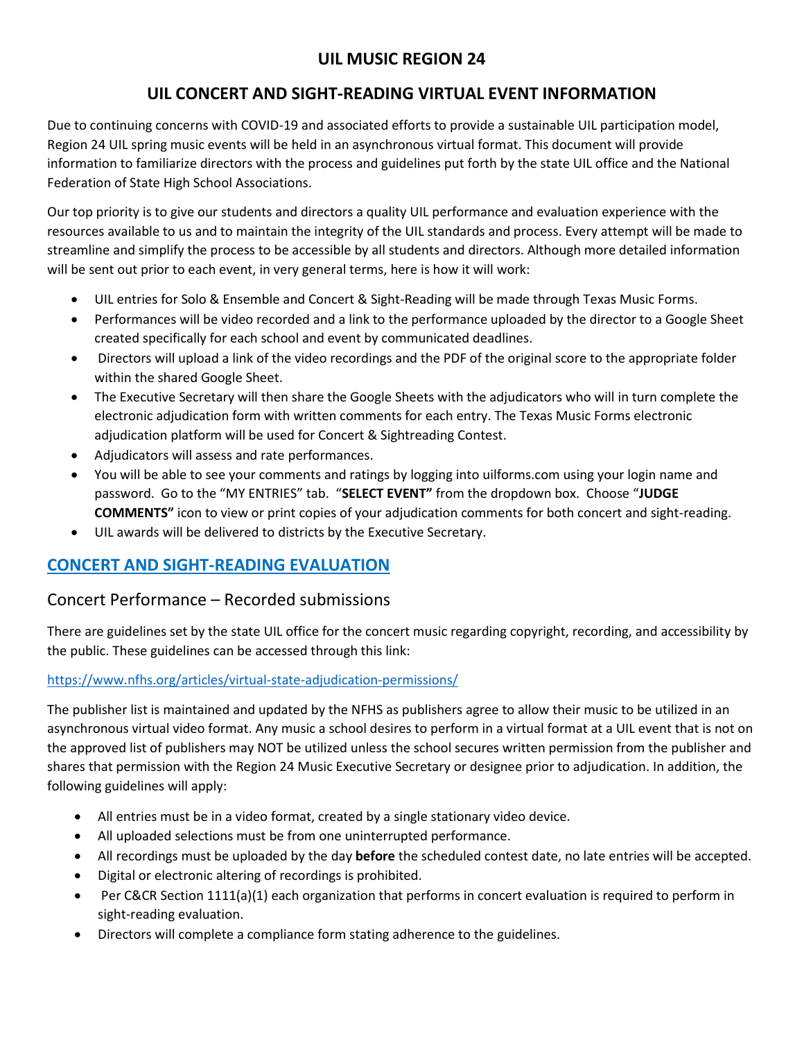# UIL MUSIC REGION 24

## UIL CONCERT AND SIGHT-READING VIRTUAL EVENT INFORMATION

Due to continuing concerns with COVID-19 and associated efforts to provide a sustainable UIL participation model, Region 24 UIL spring music events will be held in an asynchronous virtual format. This document will provide information to familiarize directors with the process and guidelines put forth by the state UIL office and the National Federation of State High School Associations.

Our top priority is to give our students and directors a quality UIL performance and evaluation experience with the resources available to us and to maintain the integrity of the UIL standards and process. Every attempt will be made to streamline and simplify the process to be accessible by all students and directors. Although more detailed information will be sent out prior to each event, in very general terms, here is how it will work:

- UIL entries for Solo & Ensemble and Concert & Sight-Reading will be made through Texas Music Forms.
- Performances will be video recorded and a link to the performance uploaded by the director to a Google Sheet created specifically for each school and event by communicated deadlines.
- Directors will upload a link of the video recordings and the PDF of the original score to the appropriate folder within the shared Google Sheet.
- The Executive Secretary will then share the Google Sheets with the adjudicators who will in turn complete the electronic adjudication form with written comments for each entry. The Texas Music Forms electronic adjudication platform will be used for Concert & Sightreading Contest.
- Adjudicators will assess and rate performances.
- You will be able to see your comments and ratings by logging into uilforms.com using your login name and password. Go to the "MY ENTRIES" tab. "**SELECT EVENT"** from the dropdown box. Choose "**JUDGE COMMENTS"** icon to view or print copies of your adjudication comments for both concert and sight-reading.
- UIL awards will be delivered to districts by the Executive Secretary.

## CONCERT AND SIGHT-READING EVALUATION

### Concert Performance – Recorded submissions

There are guidelines set by the state UIL office for the concert music regarding copyright, recording, and accessibility by the public. These guidelines can be accessed through this link:

https://www.nfhs.org/articles/virtual-state-adjudication-permissions/

The publisher list is maintained and updated by the NFHS as publishers agree to allow their music to be utilized in an asynchronous virtual video format. Any music a school desires to perform in a virtual format at a UIL event that is not on the approved list of publishers may NOT be utilized unless the school secures written permission from the publisher and shares that permission with the Region 24 Music Executive Secretary or designee prior to adjudication. In addition, the following guidelines will apply:

- All entries must be in a video format, created by a single stationary video device.
- All uploaded selections must be from one uninterrupted performance.
- All recordings must be uploaded by the day **before** the scheduled contest date, no late entries will be accepted.
- Digital or electronic altering of recordings is prohibited.
- Per C&CR Section 1111(a)(1) each organization that performs in concert evaluation is required to perform in sight-reading evaluation.
- Directors will complete a compliance form stating adherence to the guidelines.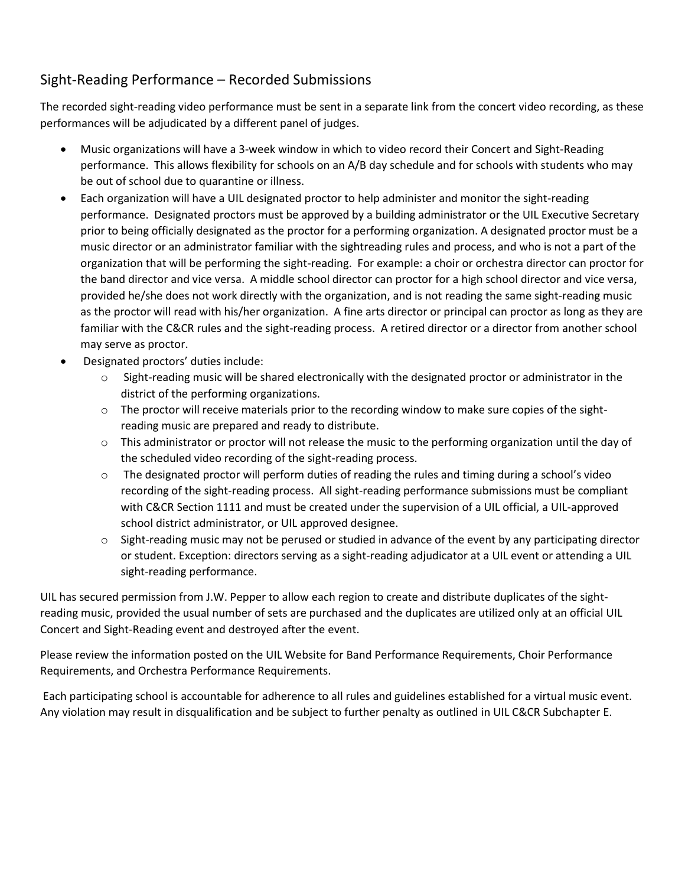## Sight-Reading Performance – Recorded Submissions

The recorded sight-reading video performance must be sent in a separate link from the concert video recording, as these performances will be adjudicated by a different panel of judges.

- Music organizations will have a 3-week window in which to video record their Concert and Sight-Reading performance. This allows flexibility for schools on an A/B day schedule and for schools with students who may be out of school due to quarantine or illness.
- Each organization will have a UIL designated proctor to help administer and monitor the sight-reading performance. Designated proctors must be approved by a building administrator or the UIL Executive Secretary prior to being officially designated as the proctor for a performing organization. A designated proctor must be a music director or an administrator familiar with the sightreading rules and process, and who is not a part of the organization that will be performing the sight-reading. For example: a choir or orchestra director can proctor for the band director and vice versa. A middle school director can proctor for a high school director and vice versa, provided he/she does not work directly with the organization, and is not reading the same sight-reading music as the proctor will read with his/her organization. A fine arts director or principal can proctor as long as they are familiar with the C&CR rules and the sight-reading process. A retired director or a director from another school may serve as proctor.
- Designated proctors' duties include:
  - Sight-reading music will be shared electronically with the designated proctor or administrator in the district of the performing organizations.
  - The proctor will receive materials prior to the recording window to make sure copies of the sight-reading music are prepared and ready to distribute.
  - This administrator or proctor will not release the music to the performing organization until the day of the scheduled video recording of the sight-reading process.
  - The designated proctor will perform duties of reading the rules and timing during a school's video recording of the sight-reading process. All sight-reading performance submissions must be compliant with C&CR Section 1111 and must be created under the supervision of a UIL official, a UIL-approved school district administrator, or UIL approved designee.
  - Sight-reading music may not be perused or studied in advance of the event by any participating director or student. Exception: directors serving as a sight-reading adjudicator at a UIL event or attending a UIL sight-reading performance.

UIL has secured permission from J.W. Pepper to allow each region to create and distribute duplicates of the sight-reading music, provided the usual number of sets are purchased and the duplicates are utilized only at an official UIL Concert and Sight-Reading event and destroyed after the event.

Please review the information posted on the UIL Website for Band Performance Requirements, Choir Performance Requirements, and Orchestra Performance Requirements.

Each participating school is accountable for adherence to all rules and guidelines established for a virtual music event. Any violation may result in disqualification and be subject to further penalty as outlined in UIL C&CR Subchapter E.